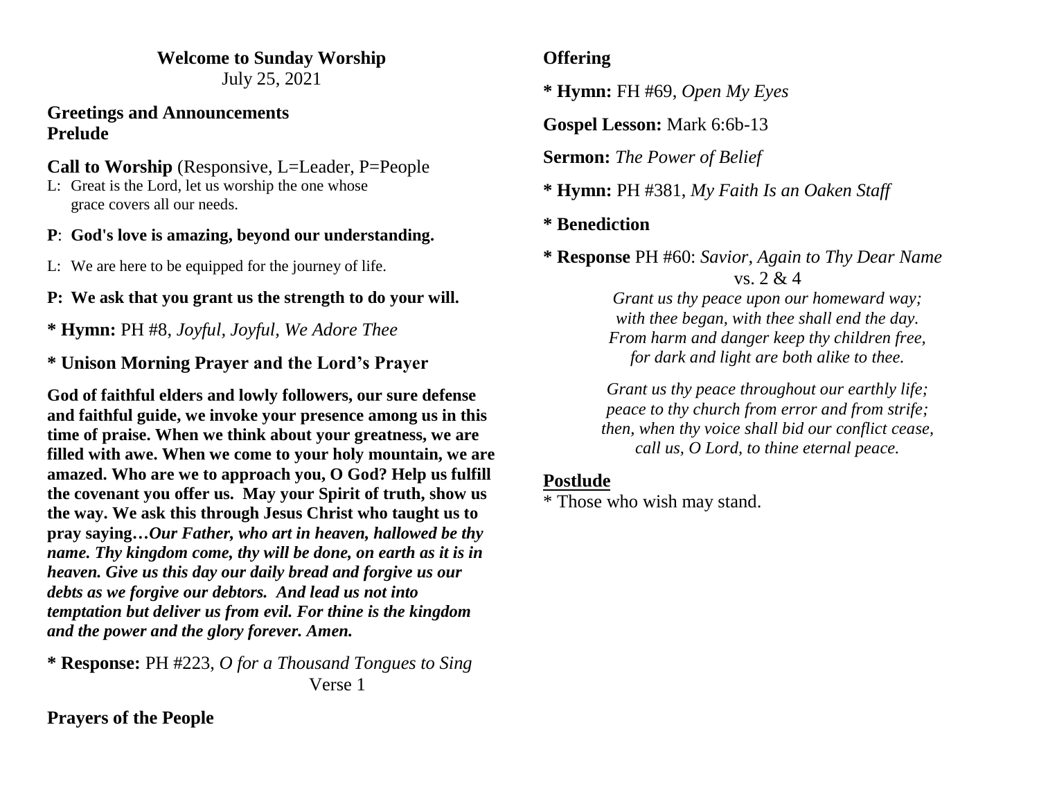**Welcome to Sunday Worship**
July 25, 2021

**Greetings and Announcements**
**Prelude**

**Call to Worship** (Responsive, L=Leader, P=People

L: Great is the Lord, let us worship the one whose grace covers all our needs.

**P**: **God's love is amazing, beyond our understanding.**

L: We are here to be equipped for the journey of life.

**P: We ask that you grant us the strength to do your will.**

**\* Hymn:** PH #8, *Joyful, Joyful, We Adore Thee*

**\* Unison Morning Prayer and the Lord's Prayer**

**God of faithful elders and lowly followers, our sure defense and faithful guide, we invoke your presence among us in this time of praise. When we think about your greatness, we are filled with awe. When we come to your holy mountain, we are amazed. Who are we to approach you, O God? Help us fulfill the covenant you offer us. May your Spirit of truth, show us the way. We ask this through Jesus Christ who taught us to pray saying…*Our Father, who art in heaven, hallowed be thy name. Thy kingdom come, thy will be done, on earth as it is in heaven. Give us this day our daily bread and forgive us our debts as we forgive our debtors. And lead us not into temptation but deliver us from evil. For thine is the kingdom and the power and the glory forever. Amen.***

**\* Response:** PH #223, *O for a Thousand Tongues to Sing* Verse 1

**Prayers of the People**

**Offering**

**\* Hymn:** FH #69, *Open My Eyes*

**Gospel Lesson:** Mark 6:6b-13

**Sermon:** *The Power of Belief*

**\* Hymn:** PH #381, *My Faith Is an Oaken Staff*

**\* Benediction**

**\* Response** PH #60: *Savior, Again to Thy Dear Name* vs. 2 & 4

*Grant us thy peace upon our homeward way;*
*with thee began, with thee shall end the day.*
*From harm and danger keep thy children free,*
*for dark and light are both alike to thee.*

*Grant us thy peace throughout our earthly life;*
*peace to thy church from error and from strife;*
*then, when thy voice shall bid our conflict cease,*
*call us, O Lord, to thine eternal peace.*

**Postlude**

\* Those who wish may stand.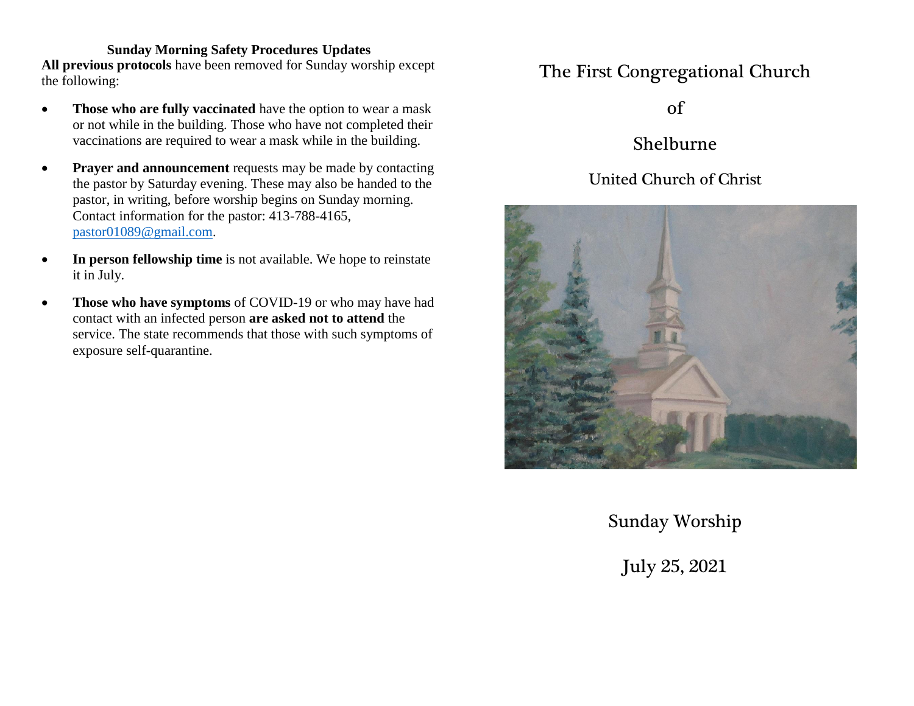## Sunday Morning Safety Procedures Updates

**All previous protocols** have been removed for Sunday worship except the following:

- **Those who are fully vaccinated** have the option to wear a mask or not while in the building. Those who have not completed their vaccinations are required to wear a mask while in the building.
- **Prayer and announcement** requests may be made by contacting the pastor by Saturday evening. These may also be handed to the pastor, in writing, before worship begins on Sunday morning. Contact information for the pastor: 413-788-4165, pastor01089@gmail.com.
- **In person fellowship time** is not available. We hope to reinstate it in July.
- **Those who have symptoms** of COVID-19 or who may have had contact with an infected person **are asked not to attend** the service. The state recommends that those with such symptoms of exposure self-quarantine.

# The First Congregational Church

# of

# Shelburne

## United Church of Christ

## Sunday Worship

## July 25, 2021